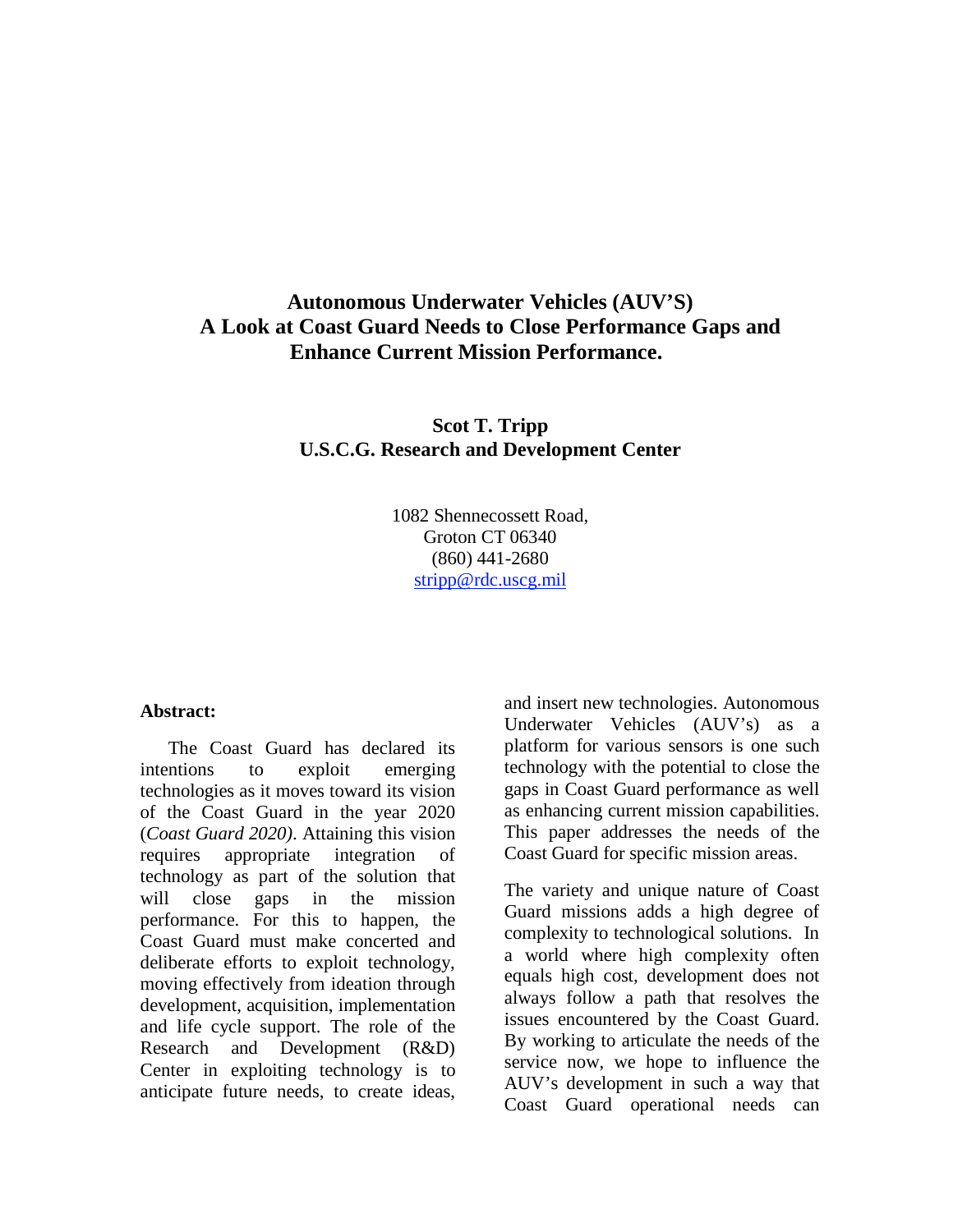# Autonomous Underwater Vehicles (AUV'S)
# A Look at Coast Guard Needs to Close Performance Gaps and Enhance Current Mission Performance.

**Scot T. Tripp**
**U.S.C.G. Research and Development Center**

1082 Shennecossett Road,
Groton CT 06340
(860) 441-2680
stripp@rdc.uscg.mil

## Abstract:

The Coast Guard has declared its intentions to exploit emerging technologies as it moves toward its vision of the Coast Guard in the year 2020 (*Coast Guard 2020)*. Attaining this vision requires appropriate integration of technology as part of the solution that will close gaps in the mission performance. For this to happen, the Coast Guard must make concerted and deliberate efforts to exploit technology, moving effectively from ideation through development, acquisition, implementation and life cycle support. The role of the Research and Development (R&D) Center in exploiting technology is to anticipate future needs, to create ideas, and insert new technologies. Autonomous Underwater Vehicles (AUV's) as a platform for various sensors is one such technology with the potential to close the gaps in Coast Guard performance as well as enhancing current mission capabilities. This paper addresses the needs of the Coast Guard for specific mission areas.

The variety and unique nature of Coast Guard missions adds a high degree of complexity to technological solutions. In a world where high complexity often equals high cost, development does not always follow a path that resolves the issues encountered by the Coast Guard. By working to articulate the needs of the service now, we hope to influence the AUV's development in such a way that Coast Guard operational needs can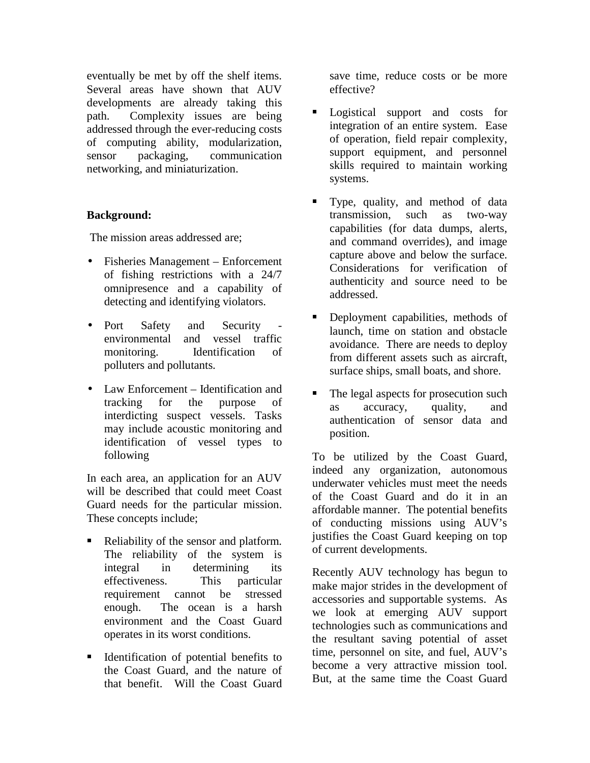eventually be met by off the shelf items. Several areas have shown that AUV developments are already taking this path. Complexity issues are being addressed through the ever-reducing costs of computing ability, modularization, sensor packaging, communication networking, and miniaturization.

**Background:**

The mission areas addressed are;

- Fisheries Management – Enforcement of fishing restrictions with a 24/7 omnipresence and a capability of detecting and identifying violators.
- Port Safety and Security - environmental and vessel traffic monitoring. Identification of polluters and pollutants.
- Law Enforcement – Identification and tracking for the purpose of interdicting suspect vessels. Tasks may include acoustic monitoring and identification of vessel types to following

In each area, an application for an AUV will be described that could meet Coast Guard needs for the particular mission. These concepts include;

- Reliability of the sensor and platform. The reliability of the system is integral in determining its effectiveness. This particular requirement cannot be stressed enough. The ocean is a harsh environment and the Coast Guard operates in its worst conditions.
- Identification of potential benefits to the Coast Guard, and the nature of that benefit. Will the Coast Guard save time, reduce costs or be more effective?
- Logistical support and costs for integration of an entire system. Ease of operation, field repair complexity, support equipment, and personnel skills required to maintain working systems.
- Type, quality, and method of data transmission, such as two-way capabilities (for data dumps, alerts, and command overrides), and image capture above and below the surface. Considerations for verification of authenticity and source need to be addressed.
- Deployment capabilities, methods of launch, time on station and obstacle avoidance. There are needs to deploy from different assets such as aircraft, surface ships, small boats, and shore.
- The legal aspects for prosecution such as accuracy, quality, and authentication of sensor data and position.

To be utilized by the Coast Guard, indeed any organization, autonomous underwater vehicles must meet the needs of the Coast Guard and do it in an affordable manner. The potential benefits of conducting missions using AUV's justifies the Coast Guard keeping on top of current developments.

Recently AUV technology has begun to make major strides in the development of accessories and supportable systems. As we look at emerging AUV support technologies such as communications and the resultant saving potential of asset time, personnel on site, and fuel, AUV's become a very attractive mission tool. But, at the same time the Coast Guard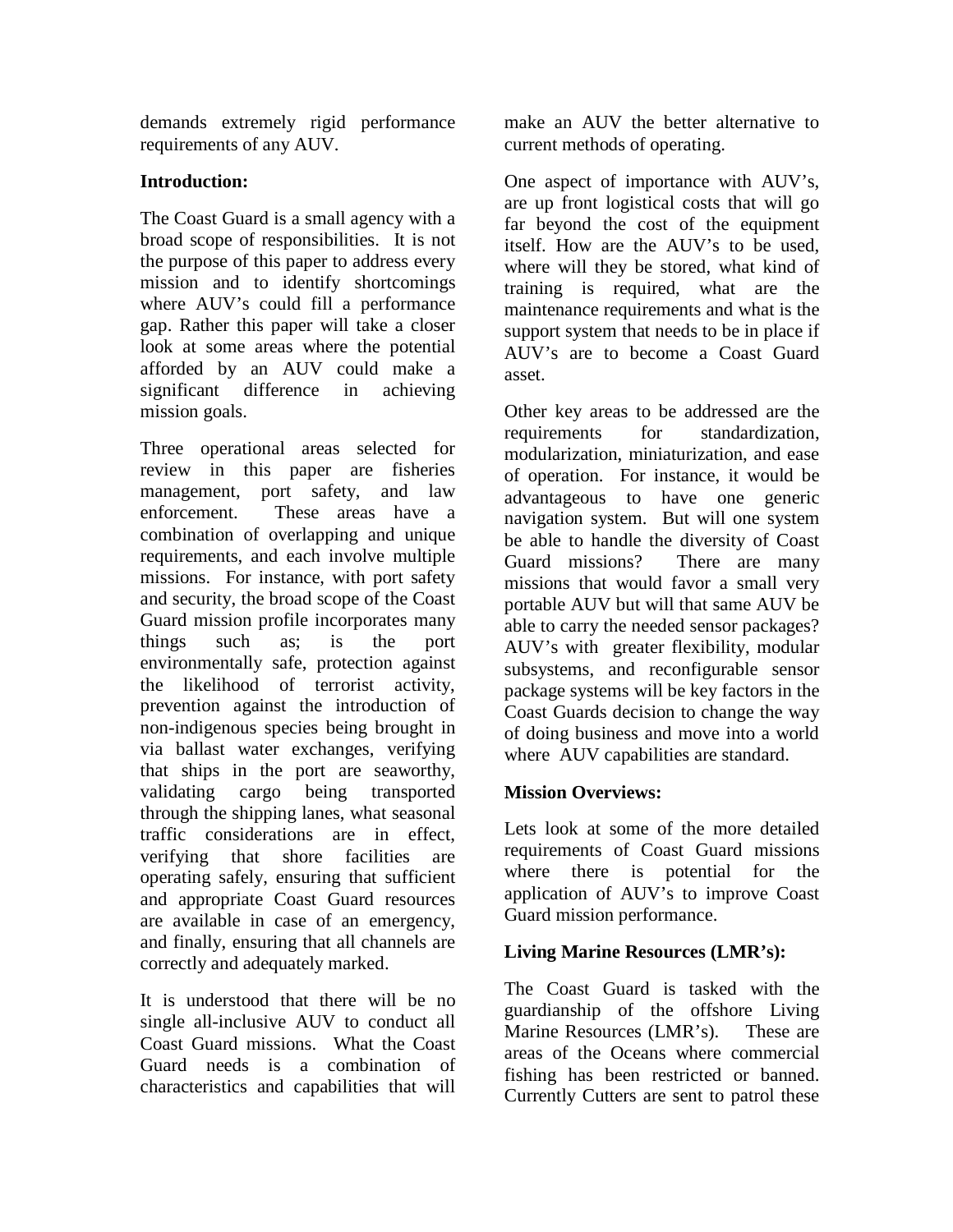demands extremely rigid performance requirements of any AUV.

**Introduction:**

The Coast Guard is a small agency with a broad scope of responsibilities. It is not the purpose of this paper to address every mission and to identify shortcomings where AUV's could fill a performance gap. Rather this paper will take a closer look at some areas where the potential afforded by an AUV could make a significant difference in achieving mission goals.

Three operational areas selected for review in this paper are fisheries management, port safety, and law enforcement. These areas have a combination of overlapping and unique requirements, and each involve multiple missions. For instance, with port safety and security, the broad scope of the Coast Guard mission profile incorporates many things such as; is the port environmentally safe, protection against the likelihood of terrorist activity, prevention against the introduction of non-indigenous species being brought in via ballast water exchanges, verifying that ships in the port are seaworthy, validating cargo being transported through the shipping lanes, what seasonal traffic considerations are in effect, verifying that shore facilities are operating safely, ensuring that sufficient and appropriate Coast Guard resources are available in case of an emergency, and finally, ensuring that all channels are correctly and adequately marked.

It is understood that there will be no single all-inclusive AUV to conduct all Coast Guard missions. What the Coast Guard needs is a combination of characteristics and capabilities that will make an AUV the better alternative to current methods of operating.

One aspect of importance with AUV's, are up front logistical costs that will go far beyond the cost of the equipment itself. How are the AUV's to be used, where will they be stored, what kind of training is required, what are the maintenance requirements and what is the support system that needs to be in place if AUV's are to become a Coast Guard asset.

Other key areas to be addressed are the requirements for standardization, modularization, miniaturization, and ease of operation. For instance, it would be advantageous to have one generic navigation system. But will one system be able to handle the diversity of Coast Guard missions? There are many missions that would favor a small very portable AUV but will that same AUV be able to carry the needed sensor packages? AUV's with greater flexibility, modular subsystems, and reconfigurable sensor package systems will be key factors in the Coast Guards decision to change the way of doing business and move into a world where AUV capabilities are standard.

**Mission Overviews:**

Lets look at some of the more detailed requirements of Coast Guard missions where there is potential for the application of AUV's to improve Coast Guard mission performance.

**Living Marine Resources (LMR's):**

The Coast Guard is tasked with the guardianship of the offshore Living Marine Resources (LMR's). These are areas of the Oceans where commercial fishing has been restricted or banned. Currently Cutters are sent to patrol these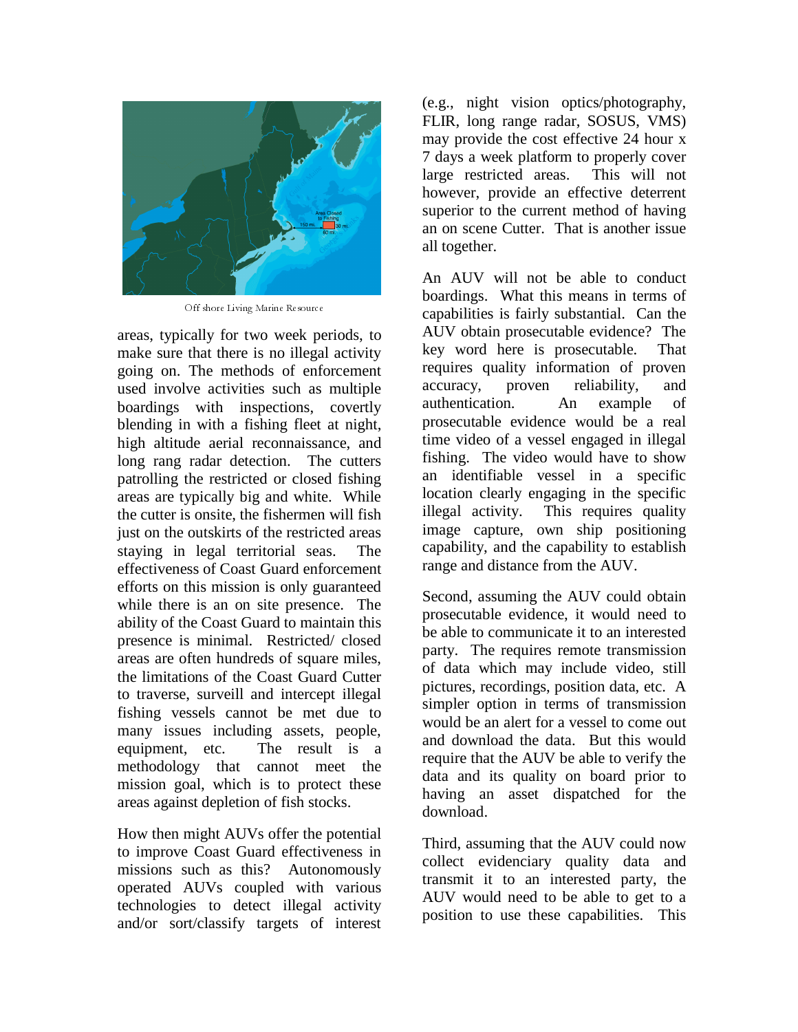Off shore Living Marine Resource

areas, typically for two week periods, to make sure that there is no illegal activity going on. The methods of enforcement used involve activities such as multiple boardings with inspections, covertly blending in with a fishing fleet at night, high altitude aerial reconnaissance, and long rang radar detection. The cutters patrolling the restricted or closed fishing areas are typically big and white. While the cutter is onsite, the fishermen will fish just on the outskirts of the restricted areas staying in legal territorial seas. The effectiveness of Coast Guard enforcement efforts on this mission is only guaranteed while there is an on site presence. The ability of the Coast Guard to maintain this presence is minimal. Restricted/ closed areas are often hundreds of square miles, the limitations of the Coast Guard Cutter to traverse, surveill and intercept illegal fishing vessels cannot be met due to many issues including assets, people, equipment, etc. The result is a methodology that cannot meet the mission goal, which is to protect these areas against depletion of fish stocks.

How then might AUVs offer the potential to improve Coast Guard effectiveness in missions such as this? Autonomously operated AUVs coupled with various technologies to detect illegal activity and/or sort/classify targets of interest (e.g., night vision optics/photography, FLIR, long range radar, SOSUS, VMS) may provide the cost effective 24 hour x 7 days a week platform to properly cover large restricted areas. This will not however, provide an effective deterrent superior to the current method of having an on scene Cutter. That is another issue all together.

An AUV will not be able to conduct boardings. What this means in terms of capabilities is fairly substantial. Can the AUV obtain prosecutable evidence? The key word here is prosecutable. That requires quality information of proven accuracy, proven reliability, and authentication. An example of prosecutable evidence would be a real time video of a vessel engaged in illegal fishing. The video would have to show an identifiable vessel in a specific location clearly engaging in the specific illegal activity. This requires quality image capture, own ship positioning capability, and the capability to establish range and distance from the AUV.

Second, assuming the AUV could obtain prosecutable evidence, it would need to be able to communicate it to an interested party. The requires remote transmission of data which may include video, still pictures, recordings, position data, etc. A simpler option in terms of transmission would be an alert for a vessel to come out and download the data. But this would require that the AUV be able to verify the data and its quality on board prior to having an asset dispatched for the download.

Third, assuming that the AUV could now collect evidenciary quality data and transmit it to an interested party, the AUV would need to be able to get to a position to use these capabilities. This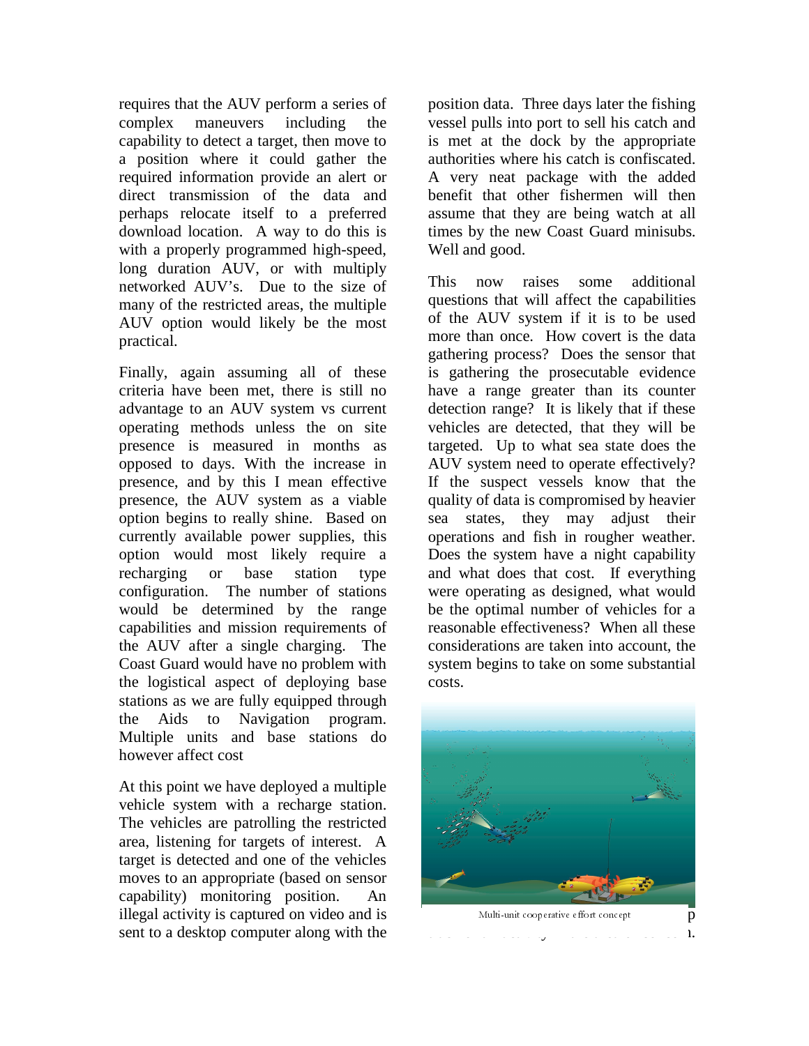requires that the AUV perform a series of complex maneuvers including the capability to detect a target, then move to a position where it could gather the required information provide an alert or direct transmission of the data and perhaps relocate itself to a preferred download location. A way to do this is with a properly programmed high-speed, long duration AUV, or with multiply networked AUV's. Due to the size of many of the restricted areas, the multiple AUV option would likely be the most practical.

Finally, again assuming all of these criteria have been met, there is still no advantage to an AUV system vs current operating methods unless the on site presence is measured in months as opposed to days. With the increase in presence, and by this I mean effective presence, the AUV system as a viable option begins to really shine. Based on currently available power supplies, this option would most likely require a recharging or base station type configuration. The number of stations would be determined by the range capabilities and mission requirements of the AUV after a single charging. The Coast Guard would have no problem with the logistical aspect of deploying base stations as we are fully equipped through the Aids to Navigation program. Multiple units and base stations do however affect cost

At this point we have deployed a multiple vehicle system with a recharge station. The vehicles are patrolling the restricted area, listening for targets of interest. A target is detected and one of the vehicles moves to an appropriate (based on sensor capability) monitoring position. An illegal activity is captured on video and is sent to a desktop computer along with the position data. Three days later the fishing vessel pulls into port to sell his catch and is met at the dock by the appropriate authorities where his catch is confiscated. A very neat package with the added benefit that other fishermen will then assume that they are being watch at all times by the new Coast Guard minisubs. Well and good.

This now raises some additional questions that will affect the capabilities of the AUV system if it is to be used more than once. How covert is the data gathering process? Does the sensor that is gathering the prosecutable evidence have a range greater than its counter detection range? It is likely that if these vehicles are detected, that they will be targeted. Up to what sea state does the AUV system need to operate effectively? If the suspect vessels know that the quality of data is compromised by heavier sea states, they may adjust their operations and fish in rougher weather. Does the system have a night capability and what does that cost. If everything were operating as designed, what would be the optimal number of vehicles for a reasonable effectiveness? When all these considerations are taken into account, the system begins to take on some substantial costs.

Multi-unit cooperative effort concept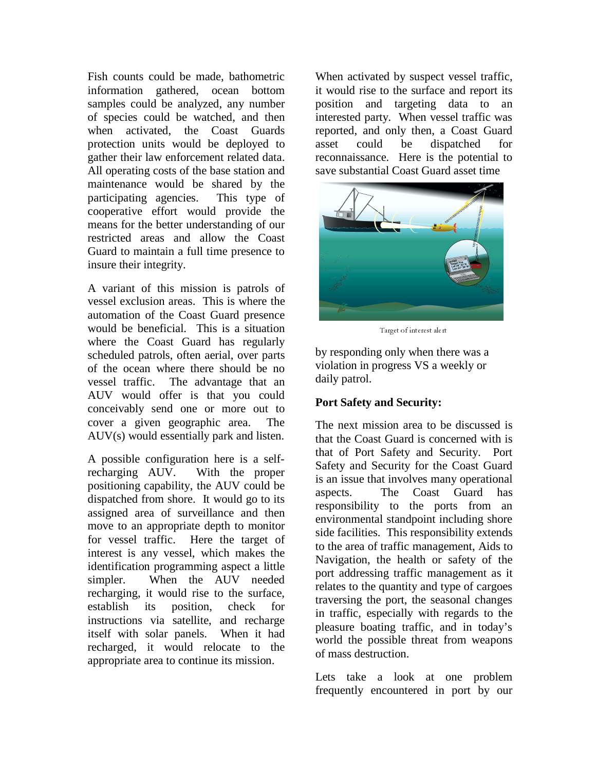Fish counts could be made, bathometric information gathered, ocean bottom samples could be analyzed, any number of species could be watched, and then when activated, the Coast Guards protection units would be deployed to gather their law enforcement related data. All operating costs of the base station and maintenance would be shared by the participating agencies. This type of cooperative effort would provide the means for the better understanding of our restricted areas and allow the Coast Guard to maintain a full time presence to insure their integrity.

A variant of this mission is patrols of vessel exclusion areas. This is where the automation of the Coast Guard presence would be beneficial. This is a situation where the Coast Guard has regularly scheduled patrols, often aerial, over parts of the ocean where there should be no vessel traffic. The advantage that an AUV would offer is that you could conceivably send one or more out to cover a given geographic area. The AUV(s) would essentially park and listen.

A possible configuration here is a self-recharging AUV. With the proper positioning capability, the AUV could be dispatched from shore. It would go to its assigned area of surveillance and then move to an appropriate depth to monitor for vessel traffic. Here the target of interest is any vessel, which makes the identification programming aspect a little simpler. When the AUV needed recharging, it would rise to the surface, establish its position, check for instructions via satellite, and recharge itself with solar panels. When it had recharged, it would relocate to the appropriate area to continue its mission.

When activated by suspect vessel traffic, it would rise to the surface and report its position and targeting data to an interested party. When vessel traffic was reported, and only then, a Coast Guard asset could be dispatched for reconnaissance. Here is the potential to save substantial Coast Guard asset time by responding only when there was a violation in progress VS a weekly or daily patrol.

Target of interest alert

**Port Safety and Security:**

The next mission area to be discussed is that the Coast Guard is concerned with is that of Port Safety and Security. Port Safety and Security for the Coast Guard is an issue that involves many operational aspects. The Coast Guard has responsibility to the ports from an environmental standpoint including shore side facilities. This responsibility extends to the area of traffic management, Aids to Navigation, the health or safety of the port addressing traffic management as it relates to the quantity and type of cargoes traversing the port, the seasonal changes in traffic, especially with regards to the pleasure boating traffic, and in today's world the possible threat from weapons of mass destruction.

Lets take a look at one problem frequently encountered in port by our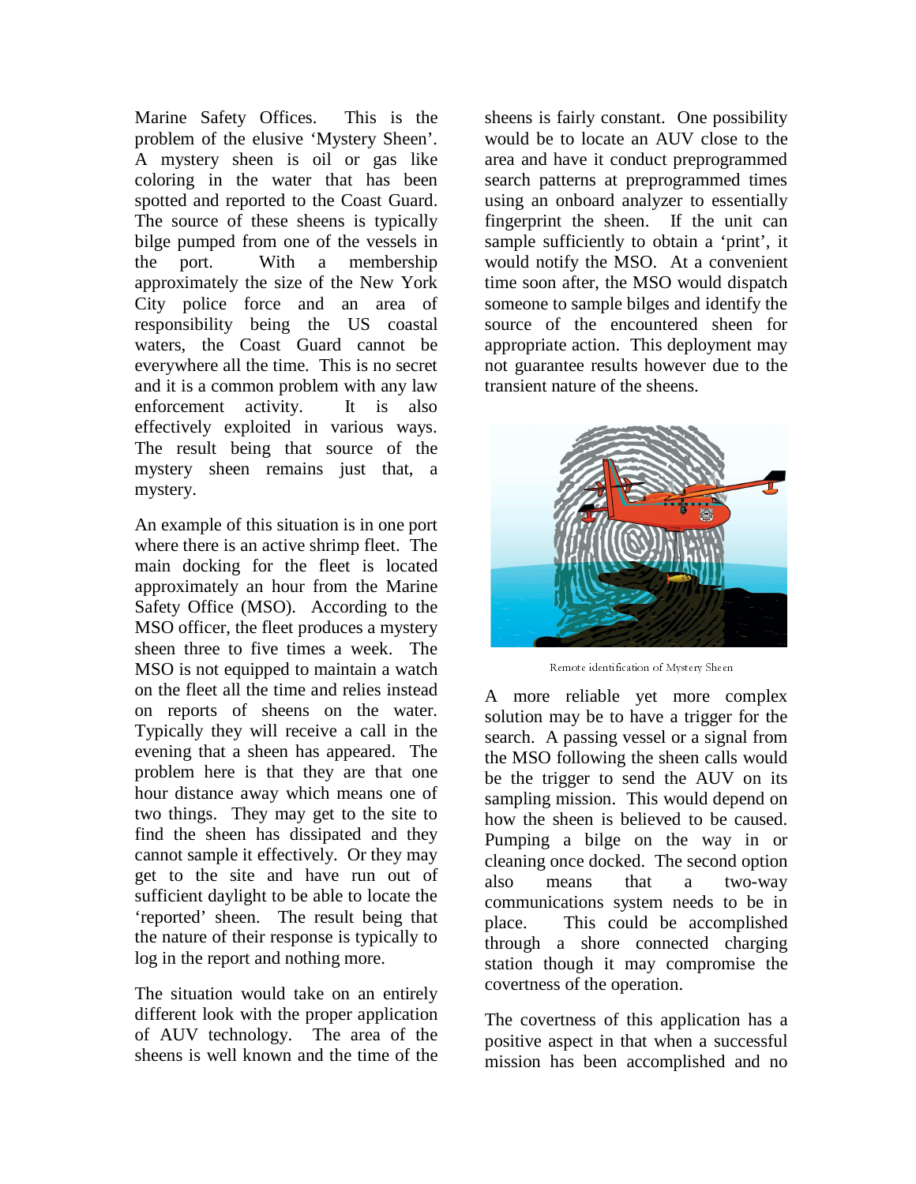Marine Safety Offices. This is the problem of the elusive 'Mystery Sheen'. A mystery sheen is oil or gas like coloring in the water that has been spotted and reported to the Coast Guard. The source of these sheens is typically bilge pumped from one of the vessels in the port. With a membership approximately the size of the New York City police force and an area of responsibility being the US coastal waters, the Coast Guard cannot be everywhere all the time. This is no secret and it is a common problem with any law enforcement activity. It is also effectively exploited in various ways. The result being that source of the mystery sheen remains just that, a mystery.

An example of this situation is in one port where there is an active shrimp fleet. The main docking for the fleet is located approximately an hour from the Marine Safety Office (MSO). According to the MSO officer, the fleet produces a mystery sheen three to five times a week. The MSO is not equipped to maintain a watch on the fleet all the time and relies instead on reports of sheens on the water. Typically they will receive a call in the evening that a sheen has appeared. The problem here is that they are that one hour distance away which means one of two things. They may get to the site to find the sheen has dissipated and they cannot sample it effectively. Or they may get to the site and have run out of sufficient daylight to be able to locate the 'reported' sheen. The result being that the nature of their response is typically to log in the report and nothing more.

The situation would take on an entirely different look with the proper application of AUV technology. The area of the sheens is well known and the time of the sheens is fairly constant. One possibility would be to locate an AUV close to the area and have it conduct preprogrammed search patterns at preprogrammed times using an onboard analyzer to essentially fingerprint the sheen. If the unit can sample sufficiently to obtain a 'print', it would notify the MSO. At a convenient time soon after, the MSO would dispatch someone to sample bilges and identify the source of the encountered sheen for appropriate action. This deployment may not guarantee results however due to the transient nature of the sheens.

Remote identification of Mystery Sheen

A more reliable yet more complex solution may be to have a trigger for the search. A passing vessel or a signal from the MSO following the sheen calls would be the trigger to send the AUV on its sampling mission. This would depend on how the sheen is believed to be caused. Pumping a bilge on the way in or cleaning once docked. The second option also means that a two-way communications system needs to be in place. This could be accomplished through a shore connected charging station though it may compromise the covertness of the operation.

The covertness of this application has a positive aspect in that when a successful mission has been accomplished and no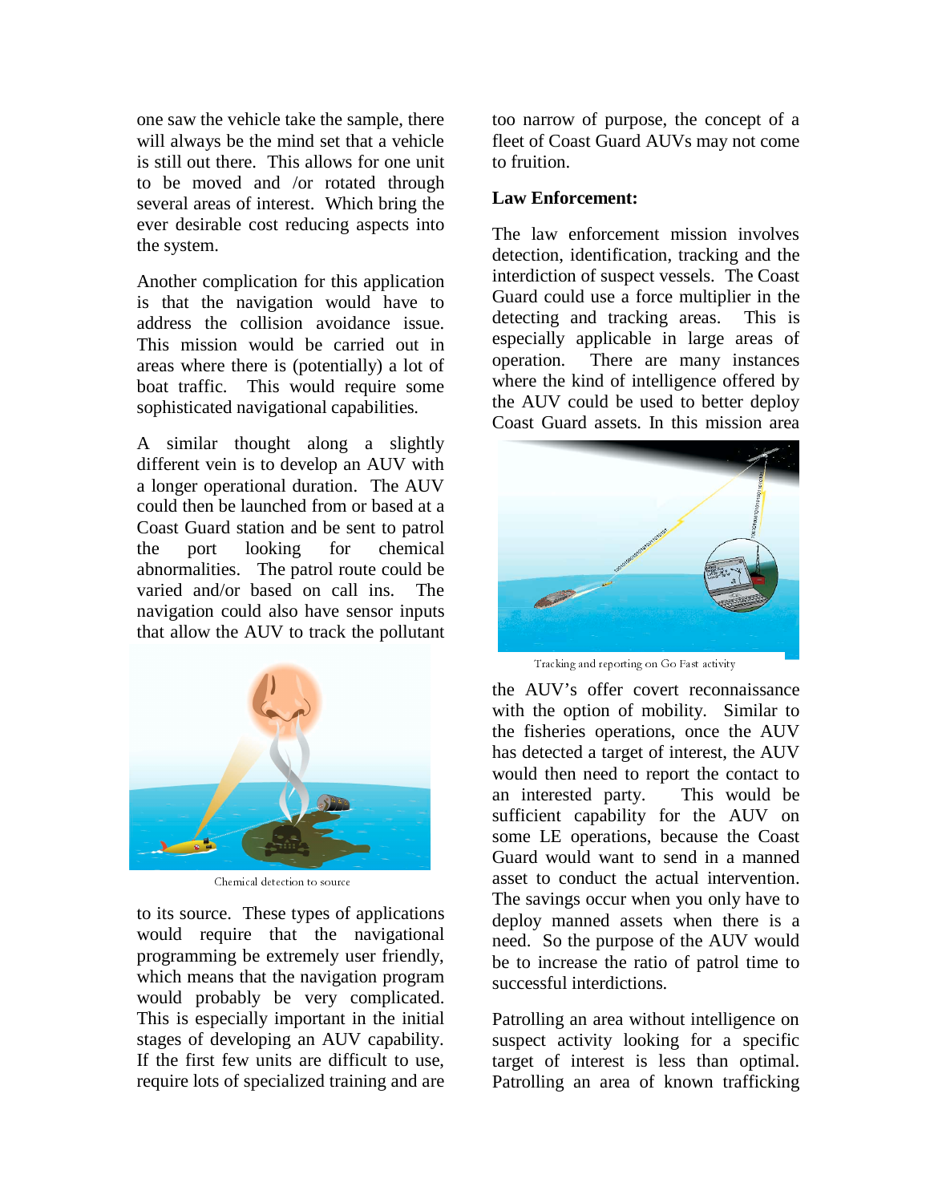one saw the vehicle take the sample, there will always be the mind set that a vehicle is still out there. This allows for one unit to be moved and /or rotated through several areas of interest. Which bring the ever desirable cost reducing aspects into the system.

Another complication for this application is that the navigation would have to address the collision avoidance issue. This mission would be carried out in areas where there is (potentially) a lot of boat traffic. This would require some sophisticated navigational capabilities.

A similar thought along a slightly different vein is to develop an AUV with a longer operational duration. The AUV could then be launched from or based at a Coast Guard station and be sent to patrol the port looking for chemical abnormalities. The patrol route could be varied and/or based on call ins. The navigation could also have sensor inputs that allow the AUV to track the pollutant to its source. These types of applications would require that the navigational programming be extremely user friendly, which means that the navigation program would probably be very complicated. This is especially important in the initial stages of developing an AUV capability. If the first few units are difficult to use, require lots of specialized training and are too narrow of purpose, the concept of a fleet of Coast Guard AUVs may not come to fruition.

Chemical detection to source

## Law Enforcement:

The law enforcement mission involves detection, identification, tracking and the interdiction of suspect vessels. The Coast Guard could use a force multiplier in the detecting and tracking areas. This is especially applicable in large areas of operation. There are many instances where the kind of intelligence offered by the AUV could be used to better deploy Coast Guard assets. In this mission area the AUV's offer covert reconnaissance with the option of mobility. Similar to the fisheries operations, once the AUV has detected a target of interest, the AUV would then need to report the contact to an interested party. This would be sufficient capability for the AUV on some LE operations, because the Coast Guard would want to send in a manned asset to conduct the actual intervention. The savings occur when you only have to deploy manned assets when there is a need. So the purpose of the AUV would be to increase the ratio of patrol time to successful interdictions.

Tracking and reporting on Go Fast activity

Patrolling an area without intelligence on suspect activity looking for a specific target of interest is less than optimal. Patrolling an area of known trafficking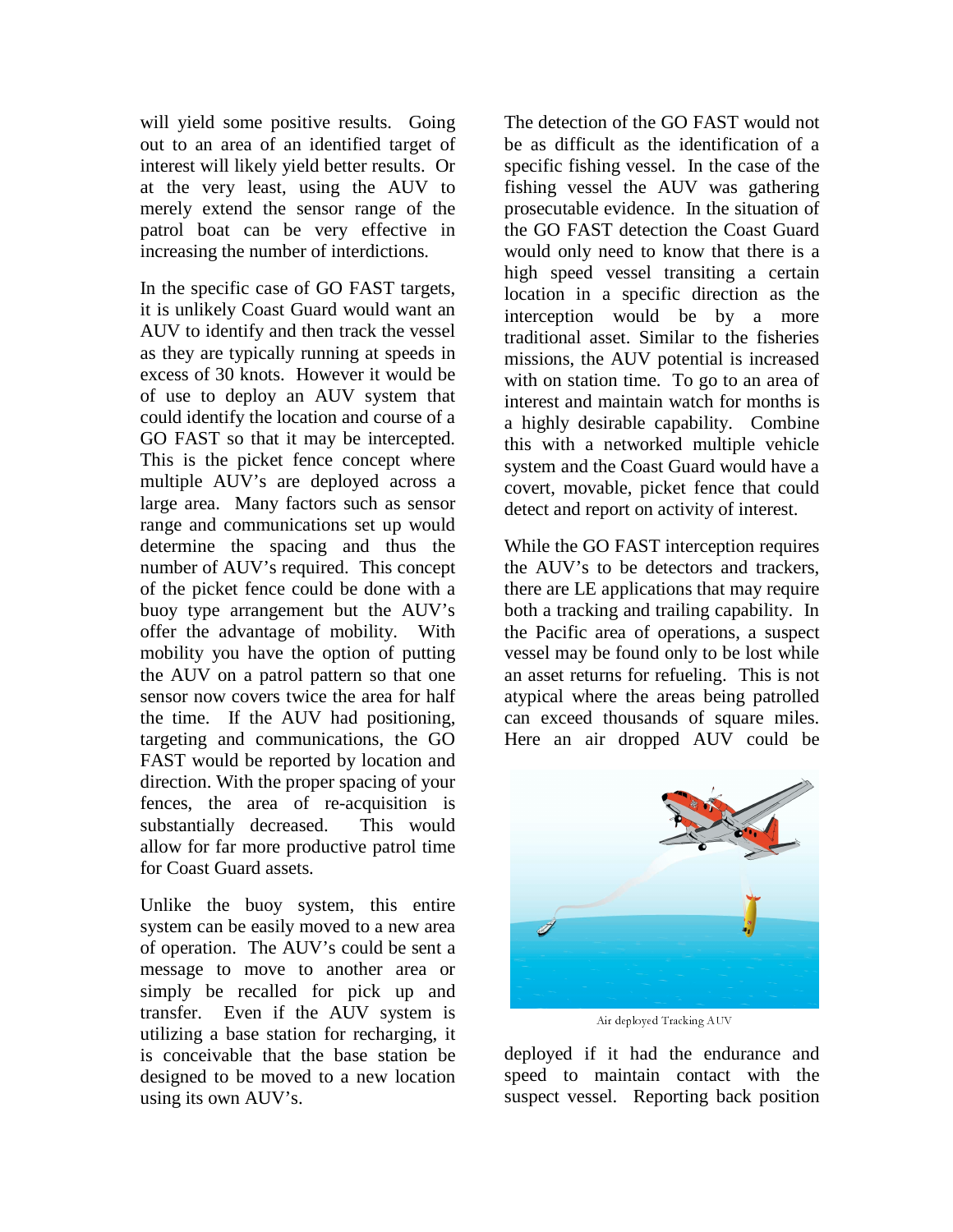will yield some positive results. Going out to an area of an identified target of interest will likely yield better results. Or at the very least, using the AUV to merely extend the sensor range of the patrol boat can be very effective in increasing the number of interdictions.

In the specific case of GO FAST targets, it is unlikely Coast Guard would want an AUV to identify and then track the vessel as they are typically running at speeds in excess of 30 knots. However it would be of use to deploy an AUV system that could identify the location and course of a GO FAST so that it may be intercepted. This is the picket fence concept where multiple AUV's are deployed across a large area. Many factors such as sensor range and communications set up would determine the spacing and thus the number of AUV's required. This concept of the picket fence could be done with a buoy type arrangement but the AUV's offer the advantage of mobility. With mobility you have the option of putting the AUV on a patrol pattern so that one sensor now covers twice the area for half the time. If the AUV had positioning, targeting and communications, the GO FAST would be reported by location and direction. With the proper spacing of your fences, the area of re-acquisition is substantially decreased. This would allow for far more productive patrol time for Coast Guard assets.

Unlike the buoy system, this entire system can be easily moved to a new area of operation. The AUV's could be sent a message to move to another area or simply be recalled for pick up and transfer. Even if the AUV system is utilizing a base station for recharging, it is conceivable that the base station be designed to be moved to a new location using its own AUV's.

The detection of the GO FAST would not be as difficult as the identification of a specific fishing vessel. In the case of the fishing vessel the AUV was gathering prosecutable evidence. In the situation of the GO FAST detection the Coast Guard would only need to know that there is a high speed vessel transiting a certain location in a specific direction as the interception would be by a more traditional asset. Similar to the fisheries missions, the AUV potential is increased with on station time. To go to an area of interest and maintain watch for months is a highly desirable capability. Combine this with a networked multiple vehicle system and the Coast Guard would have a covert, movable, picket fence that could detect and report on activity of interest.

While the GO FAST interception requires the AUV's to be detectors and trackers, there are LE applications that may require both a tracking and trailing capability. In the Pacific area of operations, a suspect vessel may be found only to be lost while an asset returns for refueling. This is not atypical where the areas being patrolled can exceed thousands of square miles. Here an air dropped AUV could be deployed if it had the endurance and speed to maintain contact with the suspect vessel. Reporting back position

Air deployed Tracking AUV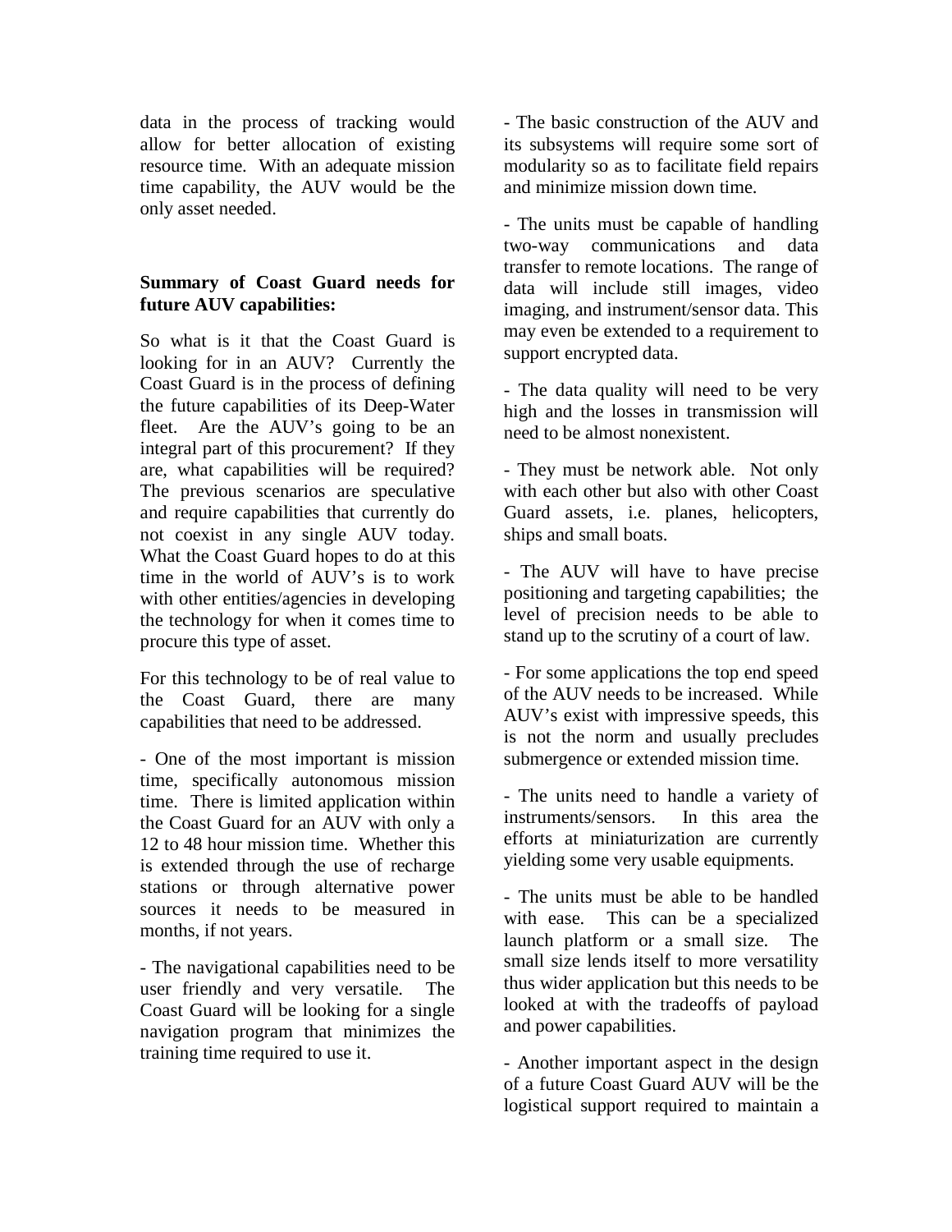data in the process of tracking would allow for better allocation of existing resource time. With an adequate mission time capability, the AUV would be the only asset needed.

**Summary of Coast Guard needs for future AUV capabilities:**

So what is it that the Coast Guard is looking for in an AUV? Currently the Coast Guard is in the process of defining the future capabilities of its Deep-Water fleet. Are the AUV's going to be an integral part of this procurement? If they are, what capabilities will be required? The previous scenarios are speculative and require capabilities that currently do not coexist in any single AUV today. What the Coast Guard hopes to do at this time in the world of AUV's is to work with other entities/agencies in developing the technology for when it comes time to procure this type of asset.

For this technology to be of real value to the Coast Guard, there are many capabilities that need to be addressed.

- One of the most important is mission time, specifically autonomous mission time. There is limited application within the Coast Guard for an AUV with only a 12 to 48 hour mission time. Whether this is extended through the use of recharge stations or through alternative power sources it needs to be measured in months, if not years.

- The navigational capabilities need to be user friendly and very versatile. The Coast Guard will be looking for a single navigation program that minimizes the training time required to use it.

- The basic construction of the AUV and its subsystems will require some sort of modularity so as to facilitate field repairs and minimize mission down time.

- The units must be capable of handling two-way communications and data transfer to remote locations. The range of data will include still images, video imaging, and instrument/sensor data. This may even be extended to a requirement to support encrypted data.

- The data quality will need to be very high and the losses in transmission will need to be almost nonexistent.

- They must be network able. Not only with each other but also with other Coast Guard assets, i.e. planes, helicopters, ships and small boats.

- The AUV will have to have precise positioning and targeting capabilities; the level of precision needs to be able to stand up to the scrutiny of a court of law.

- For some applications the top end speed of the AUV needs to be increased. While AUV's exist with impressive speeds, this is not the norm and usually precludes submergence or extended mission time.

- The units need to handle a variety of instruments/sensors. In this area the efforts at miniaturization are currently yielding some very usable equipments.

- The units must be able to be handled with ease. This can be a specialized launch platform or a small size. The small size lends itself to more versatility thus wider application but this needs to be looked at with the tradeoffs of payload and power capabilities.

- Another important aspect in the design of a future Coast Guard AUV will be the logistical support required to maintain a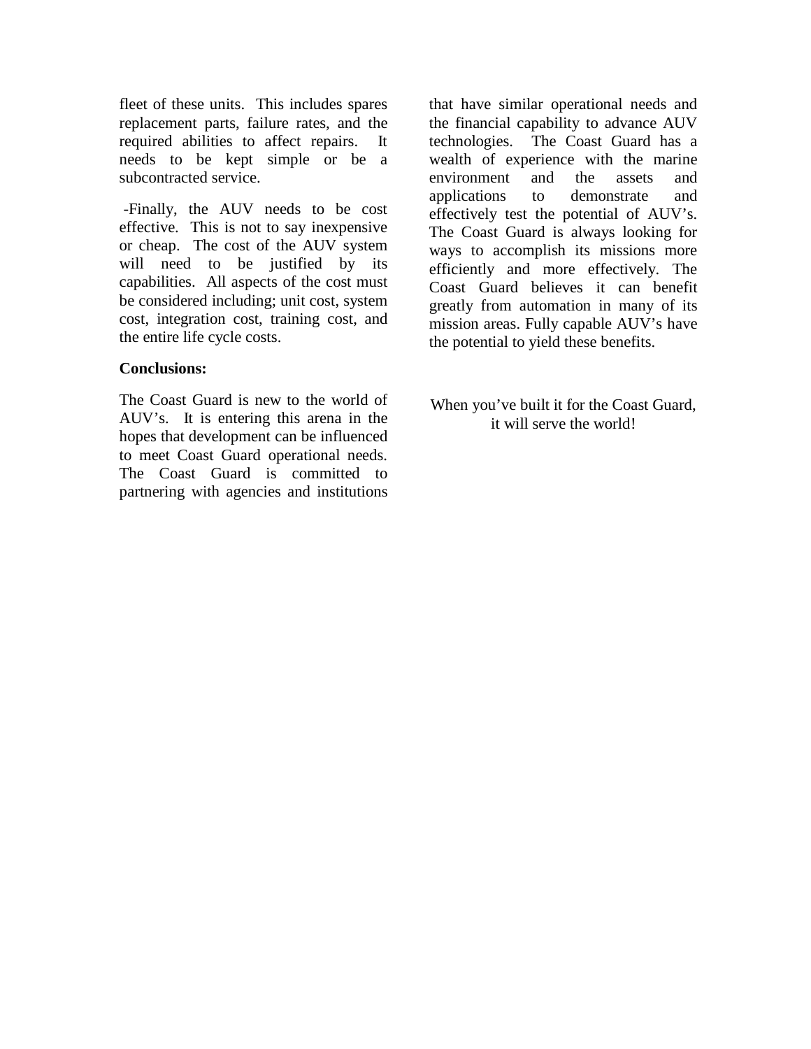fleet of these units. This includes spares replacement parts, failure rates, and the required abilities to affect repairs. It needs to be kept simple or be a subcontracted service.

-Finally, the AUV needs to be cost effective. This is not to say inexpensive or cheap. The cost of the AUV system will need to be justified by its capabilities. All aspects of the cost must be considered including; unit cost, system cost, integration cost, training cost, and the entire life cycle costs.

**Conclusions:**

The Coast Guard is new to the world of AUV's. It is entering this arena in the hopes that development can be influenced to meet Coast Guard operational needs. The Coast Guard is committed to partnering with agencies and institutions that have similar operational needs and the financial capability to advance AUV technologies. The Coast Guard has a wealth of experience with the marine environment and the assets and applications to demonstrate and effectively test the potential of AUV's. The Coast Guard is always looking for ways to accomplish its missions more efficiently and more effectively. The Coast Guard believes it can benefit greatly from automation in many of its mission areas. Fully capable AUV's have the potential to yield these benefits.

When you've built it for the Coast Guard, it will serve the world!